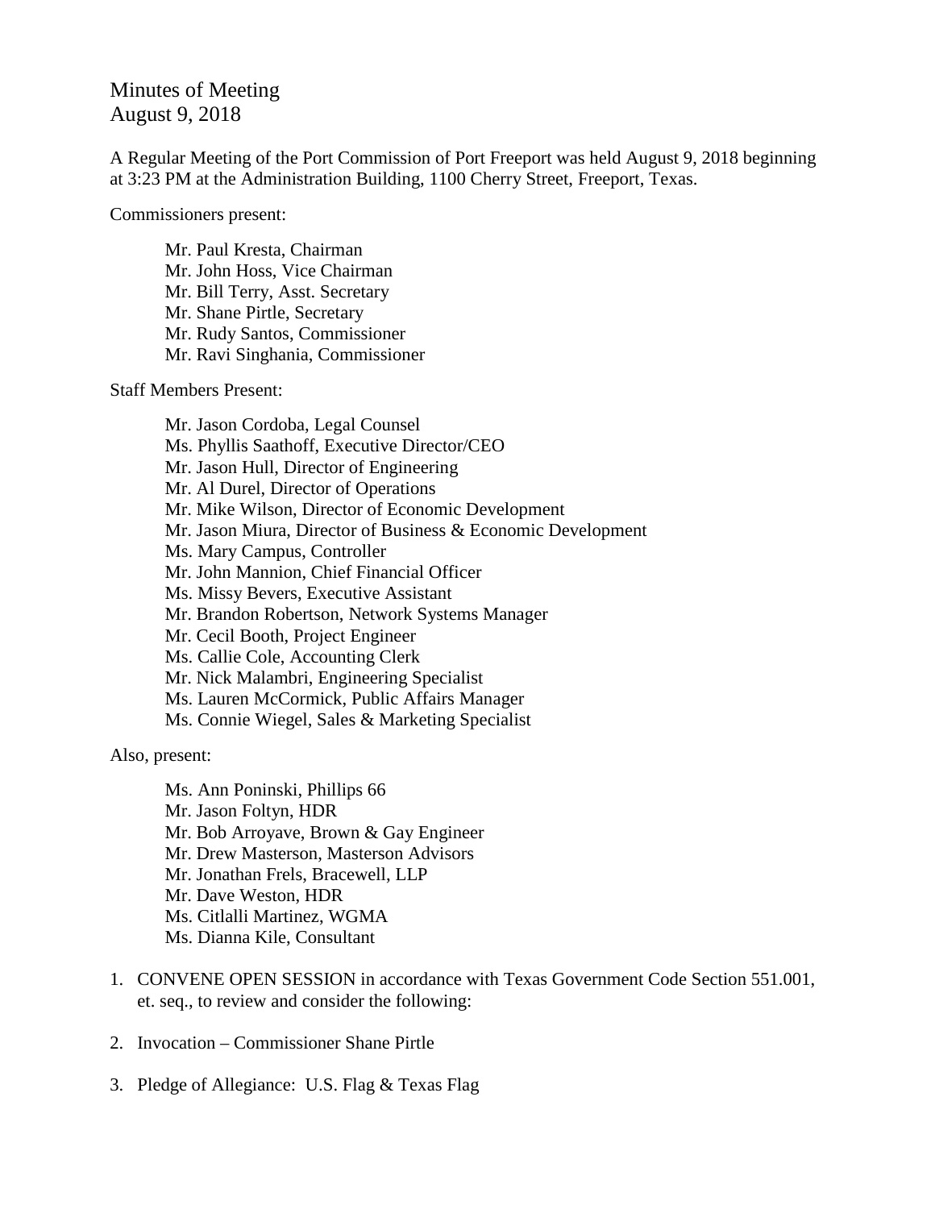Minutes of Meeting
August 9, 2018

A Regular Meeting of the Port Commission of Port Freeport was held August 9, 2018 beginning at 3:23 PM at the Administration Building, 1100 Cherry Street, Freeport, Texas.

Commissioners present:

Mr. Paul Kresta, Chairman
Mr. John Hoss, Vice Chairman
Mr. Bill Terry, Asst. Secretary
Mr. Shane Pirtle, Secretary
Mr. Rudy Santos, Commissioner
Mr. Ravi Singhania, Commissioner

Staff Members Present:

Mr. Jason Cordoba, Legal Counsel
Ms. Phyllis Saathoff, Executive Director/CEO
Mr. Jason Hull, Director of Engineering
Mr. Al Durel, Director of Operations
Mr. Mike Wilson, Director of Economic Development
Mr. Jason Miura, Director of Business & Economic Development
Ms. Mary Campus, Controller
Mr. John Mannion, Chief Financial Officer
Ms. Missy Bevers, Executive Assistant
Mr. Brandon Robertson, Network Systems Manager
Mr. Cecil Booth, Project Engineer
Ms. Callie Cole, Accounting Clerk
Mr. Nick Malambri, Engineering Specialist
Ms. Lauren McCormick, Public Affairs Manager
Ms. Connie Wiegel, Sales & Marketing Specialist

Also, present:

Ms. Ann Poninski, Phillips 66
Mr. Jason Foltyn, HDR
Mr. Bob Arroyave, Brown & Gay Engineer
Mr. Drew Masterson, Masterson Advisors
Mr. Jonathan Frels, Bracewell, LLP
Mr. Dave Weston, HDR
Ms. Citlalli Martinez, WGMA
Ms. Dianna Kile, Consultant

1. CONVENE OPEN SESSION in accordance with Texas Government Code Section 551.001, et. seq., to review and consider the following:

2. Invocation – Commissioner Shane Pirtle

3. Pledge of Allegiance: U.S. Flag & Texas Flag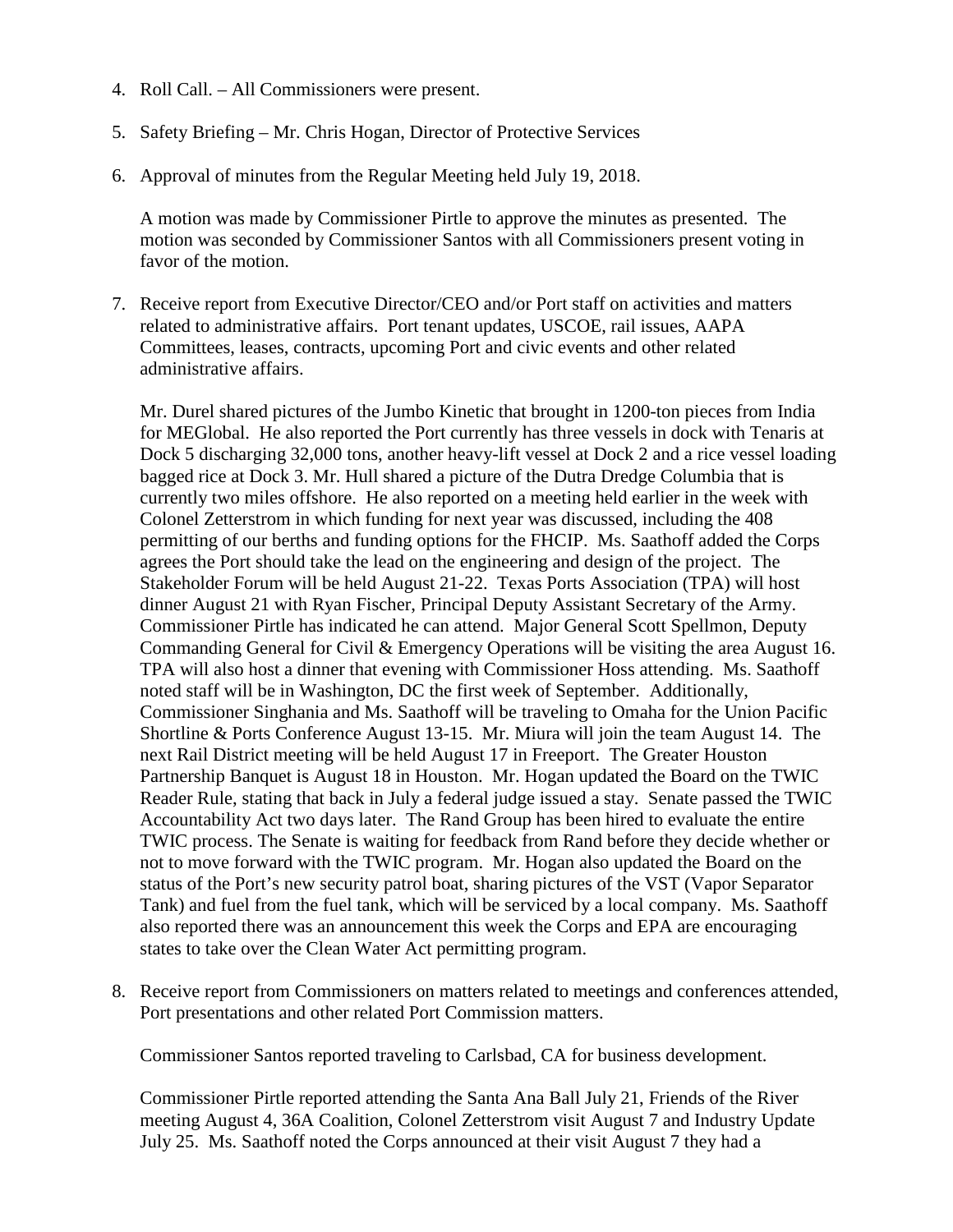4. Roll Call. – All Commissioners were present.

5. Safety Briefing – Mr. Chris Hogan, Director of Protective Services

6. Approval of minutes from the Regular Meeting held July 19, 2018.

   A motion was made by Commissioner Pirtle to approve the minutes as presented. The motion was seconded by Commissioner Santos with all Commissioners present voting in favor of the motion.

7. Receive report from Executive Director/CEO and/or Port staff on activities and matters related to administrative affairs. Port tenant updates, USCOE, rail issues, AAPA Committees, leases, contracts, upcoming Port and civic events and other related administrative affairs.

   Mr. Durel shared pictures of the Jumbo Kinetic that brought in 1200-ton pieces from India for MEGlobal. He also reported the Port currently has three vessels in dock with Tenaris at Dock 5 discharging 32,000 tons, another heavy-lift vessel at Dock 2 and a rice vessel loading bagged rice at Dock 3. Mr. Hull shared a picture of the Dutra Dredge Columbia that is currently two miles offshore. He also reported on a meeting held earlier in the week with Colonel Zetterstrom in which funding for next year was discussed, including the 408 permitting of our berths and funding options for the FHCIP. Ms. Saathoff added the Corps agrees the Port should take the lead on the engineering and design of the project. The Stakeholder Forum will be held August 21-22. Texas Ports Association (TPA) will host dinner August 21 with Ryan Fischer, Principal Deputy Assistant Secretary of the Army. Commissioner Pirtle has indicated he can attend. Major General Scott Spellmon, Deputy Commanding General for Civil & Emergency Operations will be visiting the area August 16. TPA will also host a dinner that evening with Commissioner Hoss attending. Ms. Saathoff noted staff will be in Washington, DC the first week of September. Additionally, Commissioner Singhania and Ms. Saathoff will be traveling to Omaha for the Union Pacific Shortline & Ports Conference August 13-15. Mr. Miura will join the team August 14. The next Rail District meeting will be held August 17 in Freeport. The Greater Houston Partnership Banquet is August 18 in Houston. Mr. Hogan updated the Board on the TWIC Reader Rule, stating that back in July a federal judge issued a stay. Senate passed the TWIC Accountability Act two days later. The Rand Group has been hired to evaluate the entire TWIC process. The Senate is waiting for feedback from Rand before they decide whether or not to move forward with the TWIC program. Mr. Hogan also updated the Board on the status of the Port's new security patrol boat, sharing pictures of the VST (Vapor Separator Tank) and fuel from the fuel tank, which will be serviced by a local company. Ms. Saathoff also reported there was an announcement this week the Corps and EPA are encouraging states to take over the Clean Water Act permitting program.

8. Receive report from Commissioners on matters related to meetings and conferences attended, Port presentations and other related Port Commission matters.

   Commissioner Santos reported traveling to Carlsbad, CA for business development.

   Commissioner Pirtle reported attending the Santa Ana Ball July 21, Friends of the River meeting August 4, 36A Coalition, Colonel Zetterstrom visit August 7 and Industry Update July 25. Ms. Saathoff noted the Corps announced at their visit August 7 they had a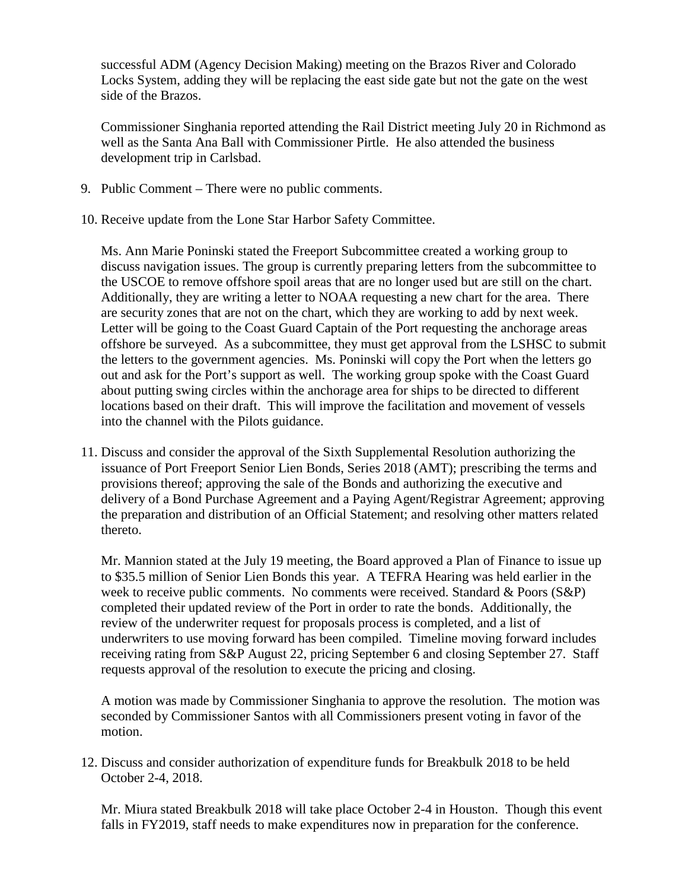successful ADM (Agency Decision Making) meeting on the Brazos River and Colorado Locks System, adding they will be replacing the east side gate but not the gate on the west side of the Brazos.

Commissioner Singhania reported attending the Rail District meeting July 20 in Richmond as well as the Santa Ana Ball with Commissioner Pirtle. He also attended the business development trip in Carlsbad.

9. Public Comment – There were no public comments.

10. Receive update from the Lone Star Harbor Safety Committee.

    Ms. Ann Marie Poninski stated the Freeport Subcommittee created a working group to discuss navigation issues. The group is currently preparing letters from the subcommittee to the USCOE to remove offshore spoil areas that are no longer used but are still on the chart. Additionally, they are writing a letter to NOAA requesting a new chart for the area. There are security zones that are not on the chart, which they are working to add by next week. Letter will be going to the Coast Guard Captain of the Port requesting the anchorage areas offshore be surveyed. As a subcommittee, they must get approval from the LSHSC to submit the letters to the government agencies. Ms. Poninski will copy the Port when the letters go out and ask for the Port's support as well. The working group spoke with the Coast Guard about putting swing circles within the anchorage area for ships to be directed to different locations based on their draft. This will improve the facilitation and movement of vessels into the channel with the Pilots guidance.

11. Discuss and consider the approval of the Sixth Supplemental Resolution authorizing the issuance of Port Freeport Senior Lien Bonds, Series 2018 (AMT); prescribing the terms and provisions thereof; approving the sale of the Bonds and authorizing the executive and delivery of a Bond Purchase Agreement and a Paying Agent/Registrar Agreement; approving the preparation and distribution of an Official Statement; and resolving other matters related thereto.

    Mr. Mannion stated at the July 19 meeting, the Board approved a Plan of Finance to issue up to $35.5 million of Senior Lien Bonds this year. A TEFRA Hearing was held earlier in the week to receive public comments. No comments were received. Standard & Poors (S&P) completed their updated review of the Port in order to rate the bonds. Additionally, the review of the underwriter request for proposals process is completed, and a list of underwriters to use moving forward has been compiled. Timeline moving forward includes receiving rating from S&P August 22, pricing September 6 and closing September 27. Staff requests approval of the resolution to execute the pricing and closing.

    A motion was made by Commissioner Singhania to approve the resolution. The motion was seconded by Commissioner Santos with all Commissioners present voting in favor of the motion.

12. Discuss and consider authorization of expenditure funds for Breakbulk 2018 to be held October 2-4, 2018.

    Mr. Miura stated Breakbulk 2018 will take place October 2-4 in Houston. Though this event falls in FY2019, staff needs to make expenditures now in preparation for the conference.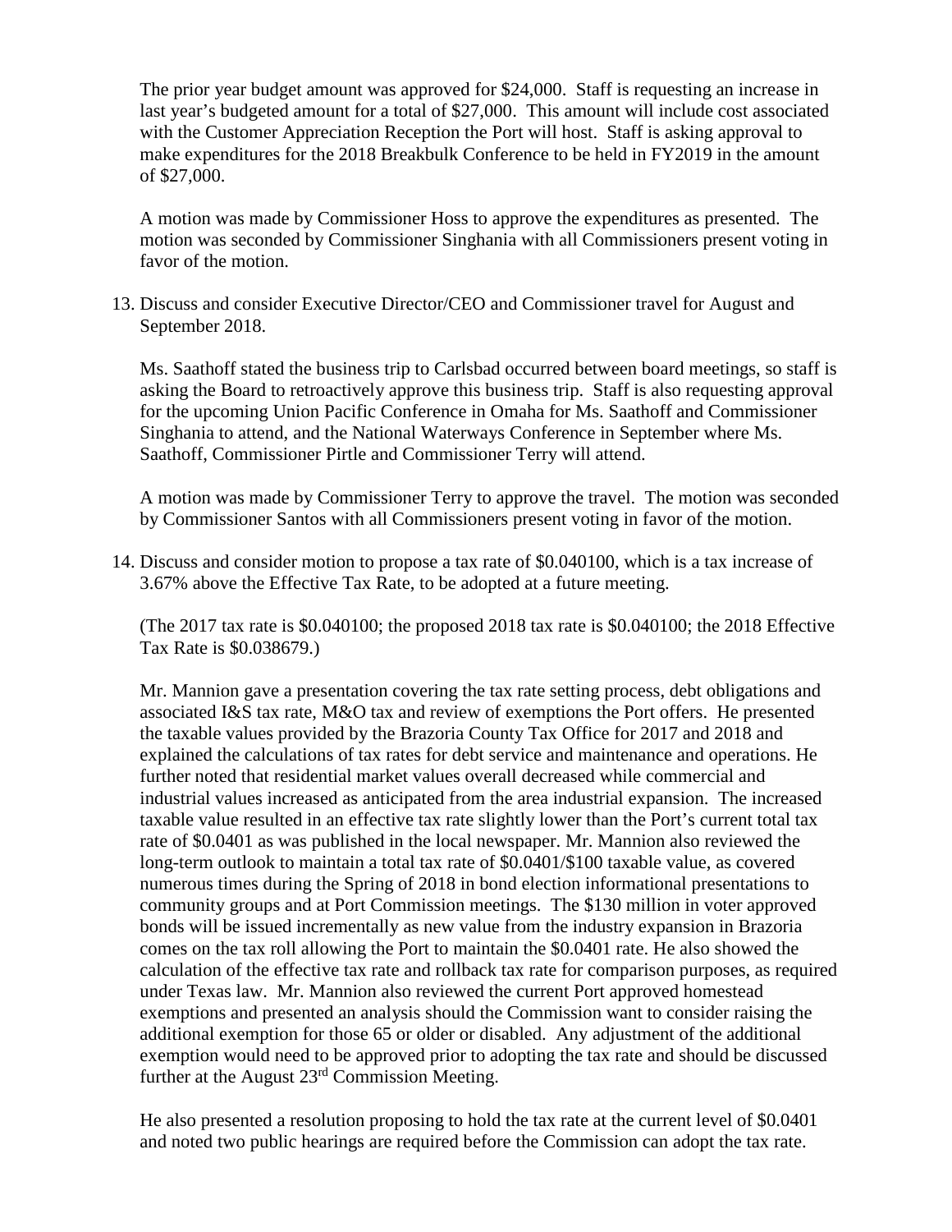The prior year budget amount was approved for $24,000. Staff is requesting an increase in last year's budgeted amount for a total of $27,000. This amount will include cost associated with the Customer Appreciation Reception the Port will host. Staff is asking approval to make expenditures for the 2018 Breakbulk Conference to be held in FY2019 in the amount of $27,000.

A motion was made by Commissioner Hoss to approve the expenditures as presented. The motion was seconded by Commissioner Singhania with all Commissioners present voting in favor of the motion.

13. Discuss and consider Executive Director/CEO and Commissioner travel for August and September 2018.

   Ms. Saathoff stated the business trip to Carlsbad occurred between board meetings, so staff is asking the Board to retroactively approve this business trip. Staff is also requesting approval for the upcoming Union Pacific Conference in Omaha for Ms. Saathoff and Commissioner Singhania to attend, and the National Waterways Conference in September where Ms. Saathoff, Commissioner Pirtle and Commissioner Terry will attend.

   A motion was made by Commissioner Terry to approve the travel. The motion was seconded by Commissioner Santos with all Commissioners present voting in favor of the motion.

14. Discuss and consider motion to propose a tax rate of $0.040100, which is a tax increase of 3.67% above the Effective Tax Rate, to be adopted at a future meeting.

   (The 2017 tax rate is $0.040100; the proposed 2018 tax rate is $0.040100; the 2018 Effective Tax Rate is $0.038679.)

   Mr. Mannion gave a presentation covering the tax rate setting process, debt obligations and associated I&S tax rate, M&O tax and review of exemptions the Port offers. He presented the taxable values provided by the Brazoria County Tax Office for 2017 and 2018 and explained the calculations of tax rates for debt service and maintenance and operations. He further noted that residential market values overall decreased while commercial and industrial values increased as anticipated from the area industrial expansion. The increased taxable value resulted in an effective tax rate slightly lower than the Port's current total tax rate of $0.0401 as was published in the local newspaper. Mr. Mannion also reviewed the long-term outlook to maintain a total tax rate of $0.0401/$100 taxable value, as covered numerous times during the Spring of 2018 in bond election informational presentations to community groups and at Port Commission meetings. The $130 million in voter approved bonds will be issued incrementally as new value from the industry expansion in Brazoria comes on the tax roll allowing the Port to maintain the $0.0401 rate. He also showed the calculation of the effective tax rate and rollback tax rate for comparison purposes, as required under Texas law. Mr. Mannion also reviewed the current Port approved homestead exemptions and presented an analysis should the Commission want to consider raising the additional exemption for those 65 or older or disabled. Any adjustment of the additional exemption would need to be approved prior to adopting the tax rate and should be discussed further at the August 23rd Commission Meeting.

   He also presented a resolution proposing to hold the tax rate at the current level of $0.0401 and noted two public hearings are required before the Commission can adopt the tax rate.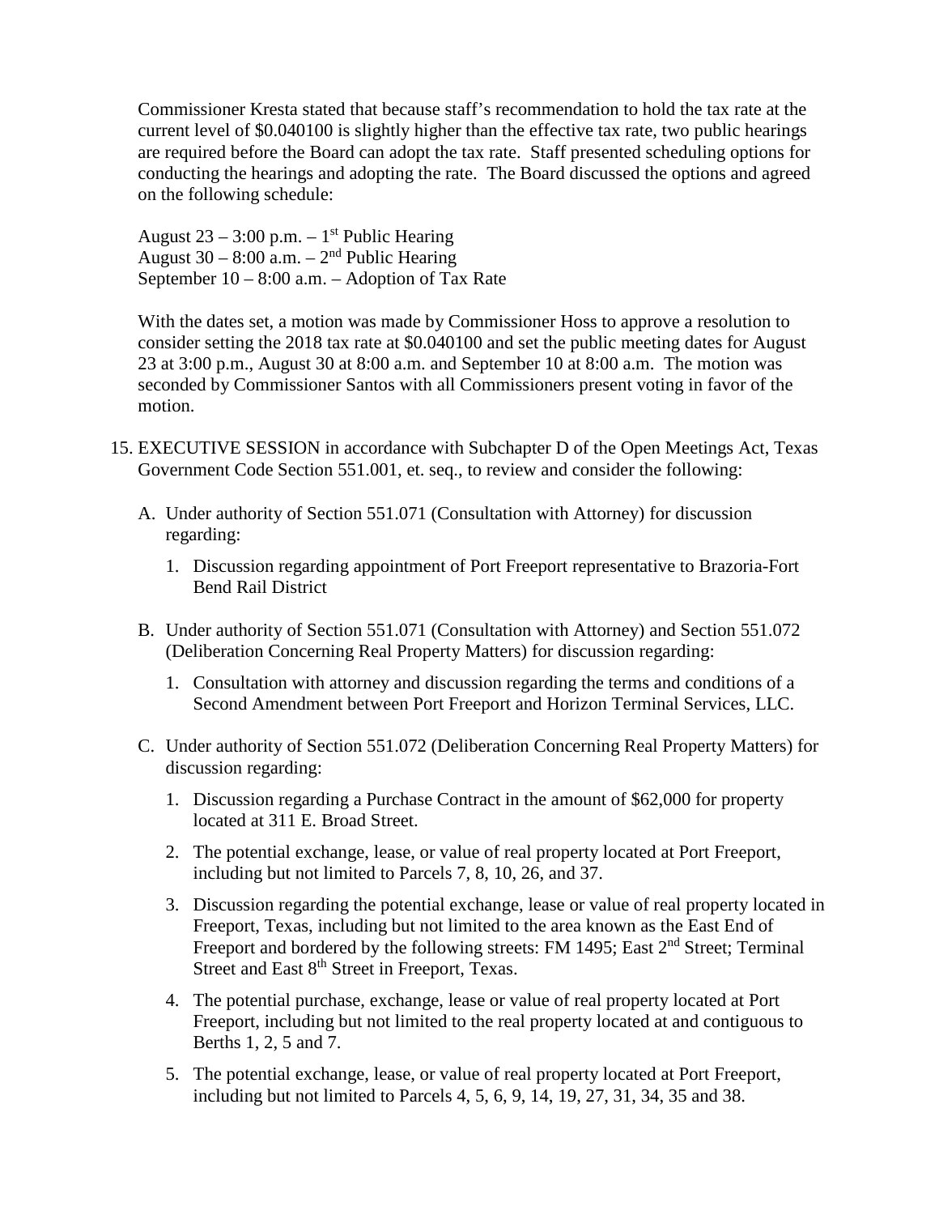Commissioner Kresta stated that because staff's recommendation to hold the tax rate at the current level of $0.040100 is slightly higher than the effective tax rate, two public hearings are required before the Board can adopt the tax rate. Staff presented scheduling options for conducting the hearings and adopting the rate. The Board discussed the options and agreed on the following schedule:

August 23 – 3:00 p.m. – 1st Public Hearing
August 30 – 8:00 a.m. – 2nd Public Hearing
September 10 – 8:00 a.m. – Adoption of Tax Rate

With the dates set, a motion was made by Commissioner Hoss to approve a resolution to consider setting the 2018 tax rate at $0.040100 and set the public meeting dates for August 23 at 3:00 p.m., August 30 at 8:00 a.m. and September 10 at 8:00 a.m. The motion was seconded by Commissioner Santos with all Commissioners present voting in favor of the motion.

15. EXECUTIVE SESSION in accordance with Subchapter D of the Open Meetings Act, Texas Government Code Section 551.001, et. seq., to review and consider the following:

    A. Under authority of Section 551.071 (Consultation with Attorney) for discussion regarding:

        1. Discussion regarding appointment of Port Freeport representative to Brazoria-Fort Bend Rail District

    B. Under authority of Section 551.071 (Consultation with Attorney) and Section 551.072 (Deliberation Concerning Real Property Matters) for discussion regarding:

        1. Consultation with attorney and discussion regarding the terms and conditions of a Second Amendment between Port Freeport and Horizon Terminal Services, LLC.

    C. Under authority of Section 551.072 (Deliberation Concerning Real Property Matters) for discussion regarding:

        1. Discussion regarding a Purchase Contract in the amount of $62,000 for property located at 311 E. Broad Street.
        2. The potential exchange, lease, or value of real property located at Port Freeport, including but not limited to Parcels 7, 8, 10, 26, and 37.
        3. Discussion regarding the potential exchange, lease or value of real property located in Freeport, Texas, including but not limited to the area known as the East End of Freeport and bordered by the following streets: FM 1495; East 2nd Street; Terminal Street and East 8th Street in Freeport, Texas.
        4. The potential purchase, exchange, lease or value of real property located at Port Freeport, including but not limited to the real property located at and contiguous to Berths 1, 2, 5 and 7.
        5. The potential exchange, lease, or value of real property located at Port Freeport, including but not limited to Parcels 4, 5, 6, 9, 14, 19, 27, 31, 34, 35 and 38.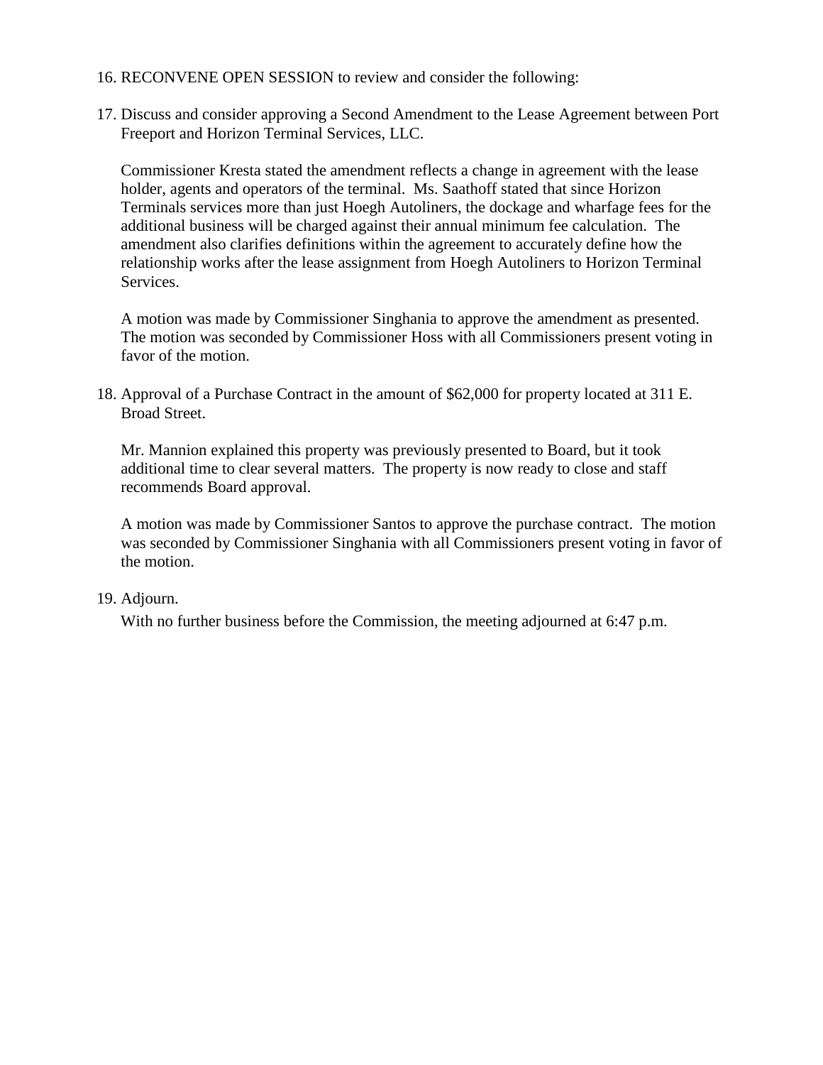16. RECONVENE OPEN SESSION to review and consider the following:

17. Discuss and consider approving a Second Amendment to the Lease Agreement between Port Freeport and Horizon Terminal Services, LLC.

    Commissioner Kresta stated the amendment reflects a change in agreement with the lease holder, agents and operators of the terminal. Ms. Saathoff stated that since Horizon Terminals services more than just Hoegh Autoliners, the dockage and wharfage fees for the additional business will be charged against their annual minimum fee calculation. The amendment also clarifies definitions within the agreement to accurately define how the relationship works after the lease assignment from Hoegh Autoliners to Horizon Terminal Services.

    A motion was made by Commissioner Singhania to approve the amendment as presented. The motion was seconded by Commissioner Hoss with all Commissioners present voting in favor of the motion.

18. Approval of a Purchase Contract in the amount of $62,000 for property located at 311 E. Broad Street.

    Mr. Mannion explained this property was previously presented to Board, but it took additional time to clear several matters. The property is now ready to close and staff recommends Board approval.

    A motion was made by Commissioner Santos to approve the purchase contract. The motion was seconded by Commissioner Singhania with all Commissioners present voting in favor of the motion.

19. Adjourn.

    With no further business before the Commission, the meeting adjourned at 6:47 p.m.